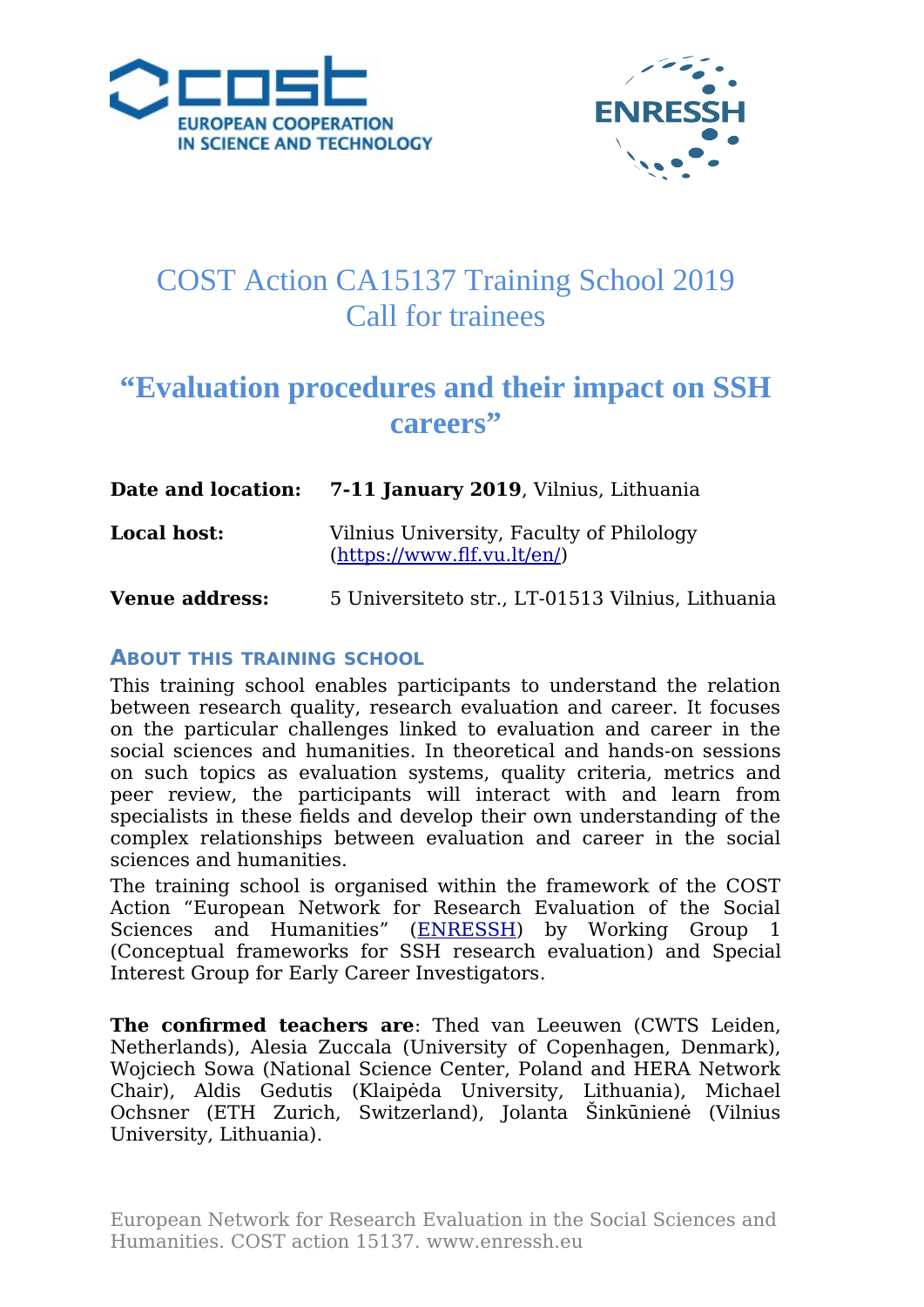# COST Action CA15137 Training School 2019
# Call for trainees

## “Evaluation procedures and their impact on SSH careers”

**Date and location:** **7-11 January 2019**, Vilnius, Lithuania

**Local host:** Vilnius University, Faculty of Philology (https://www.flf.vu.lt/en/)

**Venue address:** 5 Universiteto str., LT-01513 Vilnius, Lithuania

### ABOUT THIS TRAINING SCHOOL

This training school enables participants to understand the relation between research quality, research evaluation and career. It focuses on the particular challenges linked to evaluation and career in the social sciences and humanities. In theoretical and hands-on sessions on such topics as evaluation systems, quality criteria, metrics and peer review, the participants will interact with and learn from specialists in these fields and develop their own understanding of the complex relationships between evaluation and career in the social sciences and humanities.

The training school is organised within the framework of the COST Action “European Network for Research Evaluation of the Social Sciences and Humanities” (ENRESSH) by Working Group 1 (Conceptual frameworks for SSH research evaluation) and Special Interest Group for Early Career Investigators.

**The confirmed teachers are**: Thed van Leeuwen (CWTS Leiden, Netherlands), Alesia Zuccala (University of Copenhagen, Denmark), Wojciech Sowa (National Science Center, Poland and HERA Network Chair), Aldis Gedutis (Klaipėda University, Lithuania), Michael Ochsner (ETH Zurich, Switzerland), Jolanta Šinkūnienė (Vilnius University, Lithuania).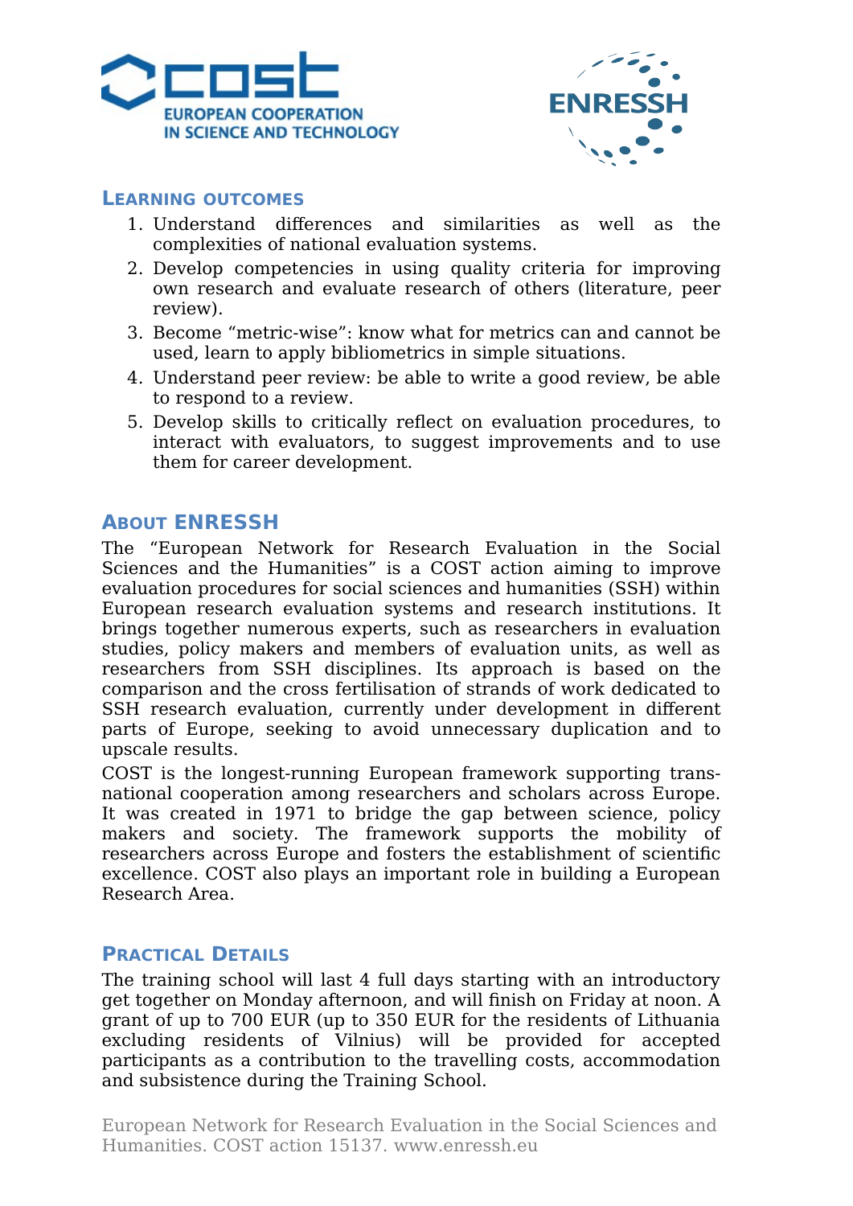## Learning outcomes

1. Understand differences and similarities as well as the complexities of national evaluation systems.
2. Develop competencies in using quality criteria for improving own research and evaluate research of others (literature, peer review).
3. Become “metric-wise”: know what for metrics can and cannot be used, learn to apply bibliometrics in simple situations.
4. Understand peer review: be able to write a good review, be able to respond to a review.
5. Develop skills to critically reflect on evaluation procedures, to interact with evaluators, to suggest improvements and to use them for career development.

## About ENRESSH

The “European Network for Research Evaluation in the Social Sciences and the Humanities” is a COST action aiming to improve evaluation procedures for social sciences and humanities (SSH) within European research evaluation systems and research institutions. It brings together numerous experts, such as researchers in evaluation studies, policy makers and members of evaluation units, as well as researchers from SSH disciplines. Its approach is based on the comparison and the cross fertilisation of strands of work dedicated to SSH research evaluation, currently under development in different parts of Europe, seeking to avoid unnecessary duplication and to upscale results.

COST is the longest-running European framework supporting trans-national cooperation among researchers and scholars across Europe. It was created in 1971 to bridge the gap between science, policy makers and society. The framework supports the mobility of researchers across Europe and fosters the establishment of scientific excellence. COST also plays an important role in building a European Research Area.

## Practical Details

The training school will last 4 full days starting with an introductory get together on Monday afternoon, and will finish on Friday at noon. A grant of up to 700 EUR (up to 350 EUR for the residents of Lithuania excluding residents of Vilnius) will be provided for accepted participants as a contribution to the travelling costs, accommodation and subsistence during the Training School.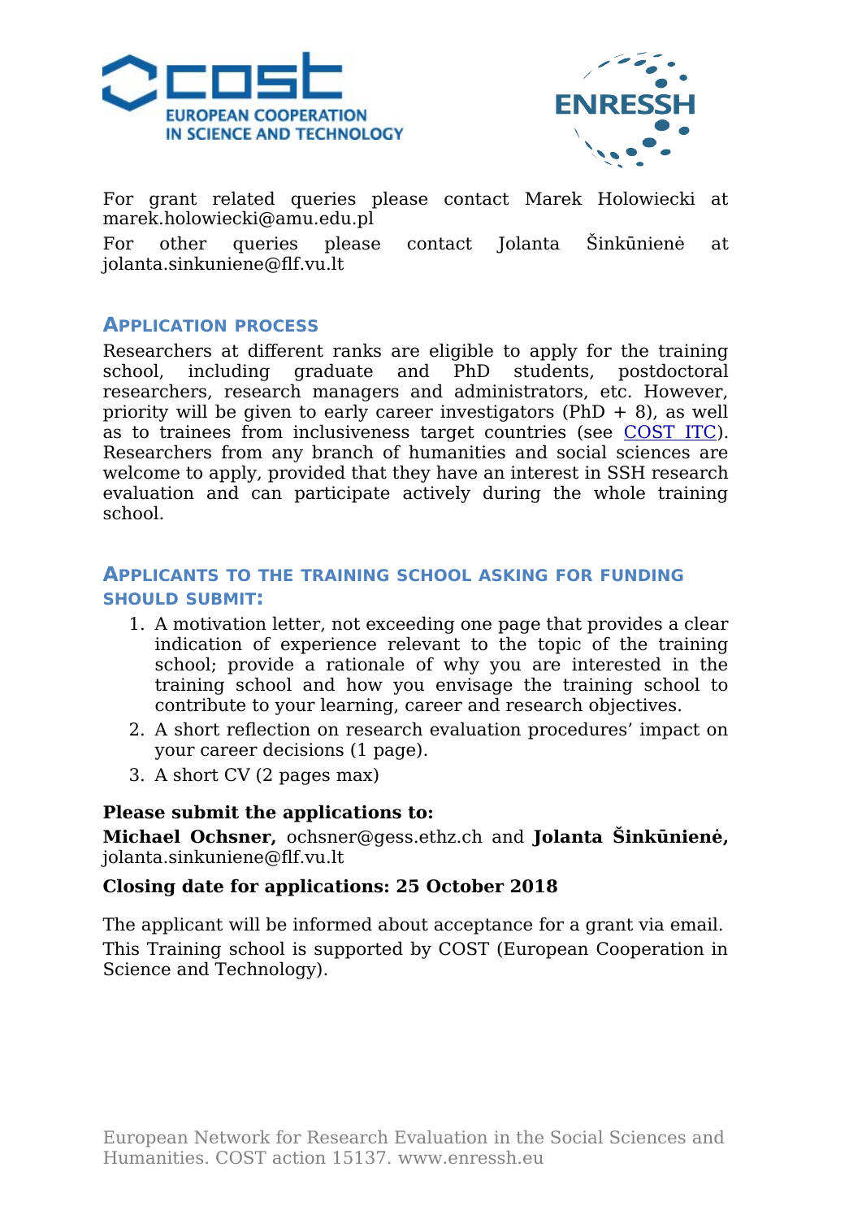For grant related queries please contact Marek Holowiecki at marek.holowiecki@amu.edu.pl

For other queries please contact Jolanta Šinkūnienė at jolanta.sinkuniene@flf.vu.lt

## Application process

Researchers at different ranks are eligible to apply for the training school, including graduate and PhD students, postdoctoral researchers, research managers and administrators, etc. However, priority will be given to early career investigators (PhD + 8), as well as to trainees from inclusiveness target countries (see COST ITC). Researchers from any branch of humanities and social sciences are welcome to apply, provided that they have an interest in SSH research evaluation and can participate actively during the whole training school.

## Applicants to the training school asking for funding should submit:

1. A motivation letter, not exceeding one page that provides a clear indication of experience relevant to the topic of the training school; provide a rationale of why you are interested in the training school and how you envisage the training school to contribute to your learning, career and research objectives.
2. A short reflection on research evaluation procedures' impact on your career decisions (1 page).
3. A short CV (2 pages max)

**Please submit the applications to:**

**Michael Ochsner,** ochsner@gess.ethz.ch and **Jolanta Šinkūnienė,** jolanta.sinkuniene@flf.vu.lt

**Closing date for applications: 25 October 2018**

The applicant will be informed about acceptance for a grant via email.

This Training school is supported by COST (European Cooperation in Science and Technology).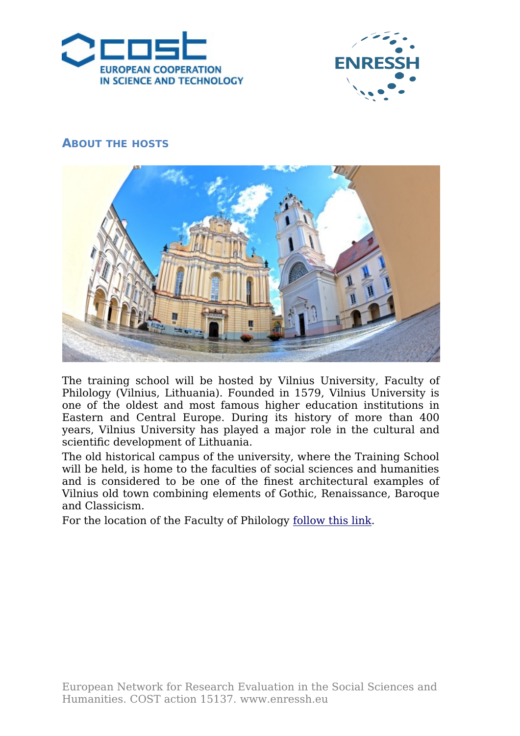## About the hosts

The training school will be hosted by Vilnius University, Faculty of Philology (Vilnius, Lithuania). Founded in 1579, Vilnius University is one of the oldest and most famous higher education institutions in Eastern and Central Europe. During its history of more than 400 years, Vilnius University has played a major role in the cultural and scientific development of Lithuania.

The old historical campus of the university, where the Training School will be held, is home to the faculties of social sciences and humanities and is considered to be one of the finest architectural examples of Vilnius old town combining elements of Gothic, Renaissance, Baroque and Classicism.

For the location of the Faculty of Philology follow this link.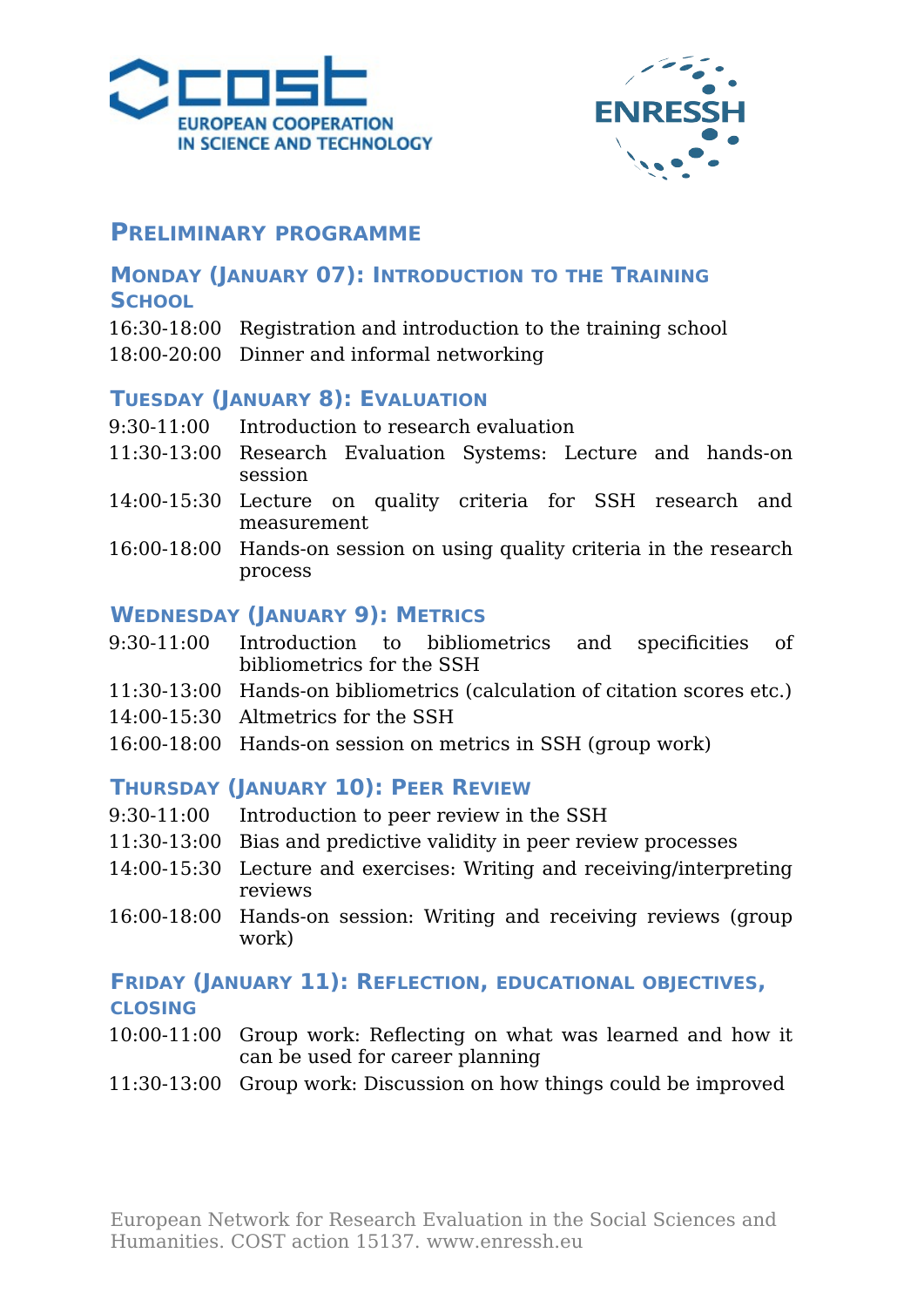COST — EUROPEAN COOPERATION IN SCIENCE AND TECHNOLOGY

ENRESSH

## Preliminary programme

### Monday (January 07): Introduction to the Training School

| | |
|---|---|
| 16:30-18:00 | Registration and introduction to the training school |
| 18:00-20:00 | Dinner and informal networking |

### Tuesday (January 8): Evaluation

| | |
|---|---|
| 9:30-11:00 | Introduction to research evaluation |
| 11:30-13:00 | Research Evaluation Systems: Lecture and hands-on session |
| 14:00-15:30 | Lecture on quality criteria for SSH research and measurement |
| 16:00-18:00 | Hands-on session on using quality criteria in the research process |

### Wednesday (January 9): Metrics

| | |
|---|---|
| 9:30-11:00 | Introduction to bibliometrics and specificities of bibliometrics for the SSH |
| 11:30-13:00 | Hands-on bibliometrics (calculation of citation scores etc.) |
| 14:00-15:30 | Altmetrics for the SSH |
| 16:00-18:00 | Hands-on session on metrics in SSH (group work) |

### Thursday (January 10): Peer Review

| | |
|---|---|
| 9:30-11:00 | Introduction to peer review in the SSH |
| 11:30-13:00 | Bias and predictive validity in peer review processes |
| 14:00-15:30 | Lecture and exercises: Writing and receiving/interpreting reviews |
| 16:00-18:00 | Hands-on session: Writing and receiving reviews (group work) |

### Friday (January 11): Reflection, educational objectives, closing

| | |
|---|---|
| 10:00-11:00 | Group work: Reflecting on what was learned and how it can be used for career planning |
| 11:30-13:00 | Group work: Discussion on how things could be improved |

European Network for Research Evaluation in the Social Sciences and Humanities. COST action 15137. www.enressh.eu